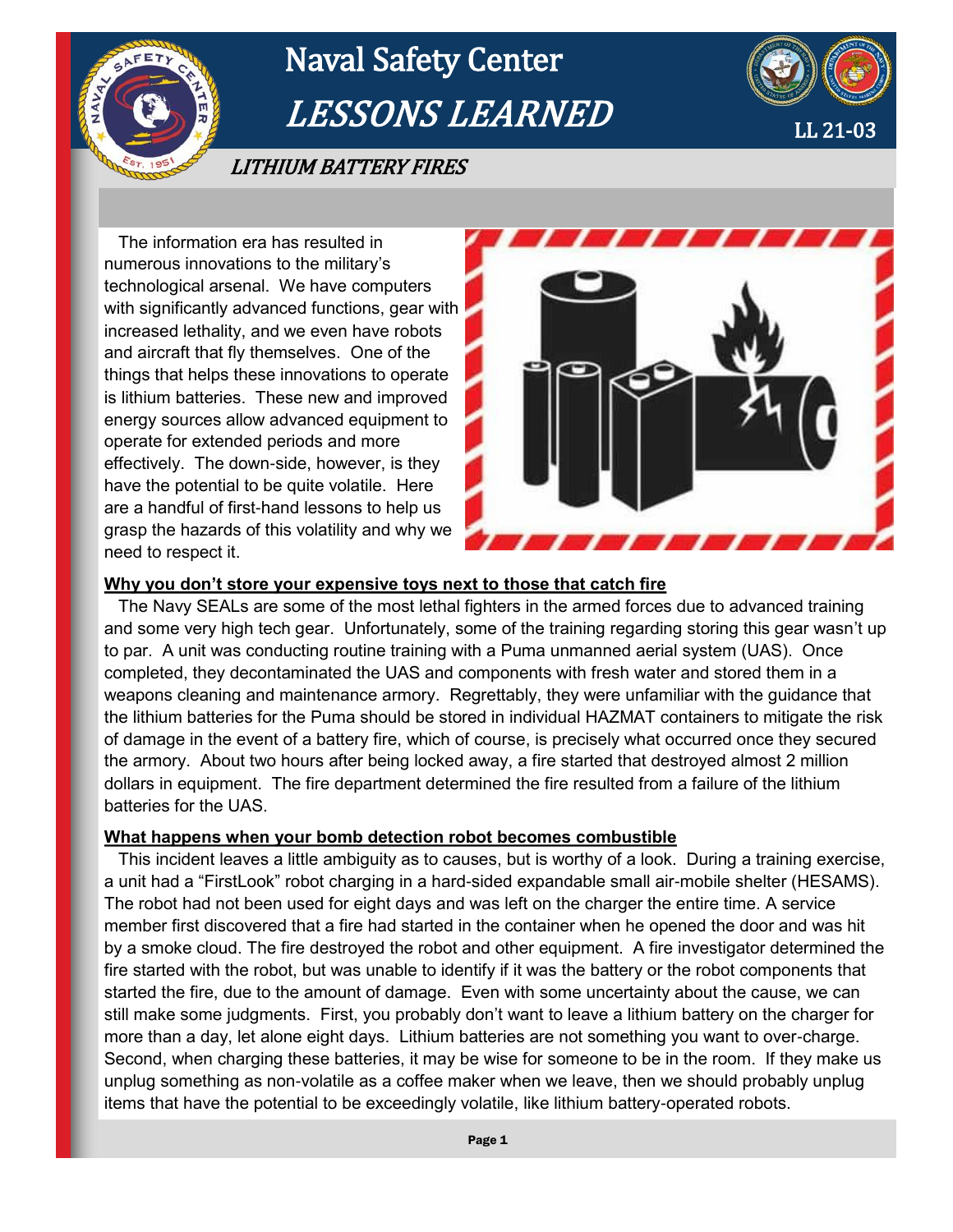# Naval Safety Center

# *LESSONS LEARNED*

LL 21-03

## *LITHIUM BATTERY FIRES*

The information era has resulted in numerous innovations to the military's technological arsenal. We have computers with significantly advanced functions, gear with increased lethality, and we even have robots and aircraft that fly themselves. One of the things that helps these innovations to operate is lithium batteries. These new and improved energy sources allow advanced equipment to operate for extended periods and more effectively. The down-side, however, is they have the potential to be quite volatile. Here are a handful of first-hand lessons to help us grasp the hazards of this volatility and why we need to respect it.

**Why you don't store your expensive toys next to those that catch fire**

The Navy SEALs are some of the most lethal fighters in the armed forces due to advanced training and some very high tech gear. Unfortunately, some of the training regarding storing this gear wasn't up to par. A unit was conducting routine training with a Puma unmanned aerial system (UAS). Once completed, they decontaminated the UAS and components with fresh water and stored them in a weapons cleaning and maintenance armory. Regrettably, they were unfamiliar with the guidance that the lithium batteries for the Puma should be stored in individual HAZMAT containers to mitigate the risk of damage in the event of a battery fire, which of course, is precisely what occurred once they secured the armory. About two hours after being locked away, a fire started that destroyed almost 2 million dollars in equipment. The fire department determined the fire resulted from a failure of the lithium batteries for the UAS.

**What happens when your bomb detection robot becomes combustible**

This incident leaves a little ambiguity as to causes, but is worthy of a look. During a training exercise, a unit had a "FirstLook" robot charging in a hard-sided expandable small air-mobile shelter (HESAMS). The robot had not been used for eight days and was left on the charger the entire time. A service member first discovered that a fire had started in the container when he opened the door and was hit by a smoke cloud. The fire destroyed the robot and other equipment. A fire investigator determined the fire started with the robot, but was unable to identify if it was the battery or the robot components that started the fire, due to the amount of damage. Even with some uncertainty about the cause, we can still make some judgments. First, you probably don't want to leave a lithium battery on the charger for more than a day, let alone eight days. Lithium batteries are not something you want to over-charge. Second, when charging these batteries, it may be wise for someone to be in the room. If they make us unplug something as non-volatile as a coffee maker when we leave, then we should probably unplug items that have the potential to be exceedingly volatile, like lithium battery-operated robots.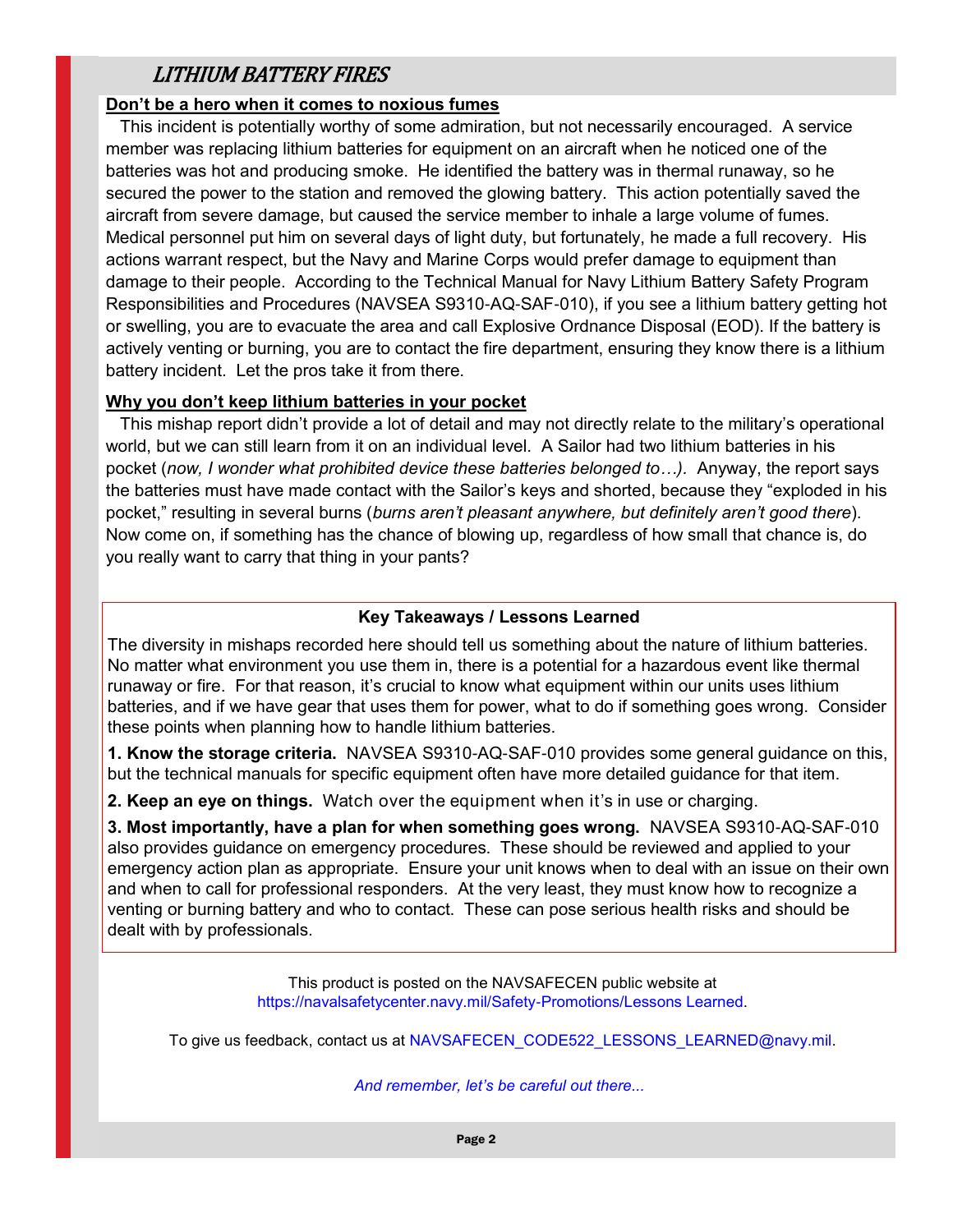# *LITHIUM BATTERY FIRES*

**Don't be a hero when it comes to noxious fumes**

This incident is potentially worthy of some admiration, but not necessarily encouraged. A service member was replacing lithium batteries for equipment on an aircraft when he noticed one of the batteries was hot and producing smoke. He identified the battery was in thermal runaway, so he secured the power to the station and removed the glowing battery. This action potentially saved the aircraft from severe damage, but caused the service member to inhale a large volume of fumes. Medical personnel put him on several days of light duty, but fortunately, he made a full recovery. His actions warrant respect, but the Navy and Marine Corps would prefer damage to equipment than damage to their people. According to the Technical Manual for Navy Lithium Battery Safety Program Responsibilities and Procedures (NAVSEA S9310-AQ-SAF-010), if you see a lithium battery getting hot or swelling, you are to evacuate the area and call Explosive Ordnance Disposal (EOD). If the battery is actively venting or burning, you are to contact the fire department, ensuring they know there is a lithium battery incident. Let the pros take it from there.

**Why you don't keep lithium batteries in your pocket**

This mishap report didn't provide a lot of detail and may not directly relate to the military's operational world, but we can still learn from it on an individual level. A Sailor had two lithium batteries in his pocket (*now, I wonder what prohibited device these batteries belonged to…).* Anyway, the report says the batteries must have made contact with the Sailor's keys and shorted, because they "exploded in his pocket," resulting in several burns (*burns aren't pleasant anywhere, but definitely aren't good there*). Now come on, if something has the chance of blowing up, regardless of how small that chance is, do you really want to carry that thing in your pants?

**Key Takeaways / Lessons Learned**

The diversity in mishaps recorded here should tell us something about the nature of lithium batteries. No matter what environment you use them in, there is a potential for a hazardous event like thermal runaway or fire. For that reason, it's crucial to know what equipment within our units uses lithium batteries, and if we have gear that uses them for power, what to do if something goes wrong. Consider these points when planning how to handle lithium batteries.

**1. Know the storage criteria.** NAVSEA S9310-AQ-SAF-010 provides some general guidance on this, but the technical manuals for specific equipment often have more detailed guidance for that item.

**2. Keep an eye on things.** Watch over the equipment when it's in use or charging.

**3. Most importantly, have a plan for when something goes wrong.** NAVSEA S9310-AQ-SAF-010 also provides guidance on emergency procedures. These should be reviewed and applied to your emergency action plan as appropriate. Ensure your unit knows when to deal with an issue on their own and when to call for professional responders. At the very least, they must know how to recognize a venting or burning battery and who to contact. These can pose serious health risks and should be dealt with by professionals.

This product is posted on the NAVSAFECEN public website at https://navalsafetycenter.navy.mil/Safety-Promotions/Lessons Learned.

To give us feedback, contact us at NAVSAFECEN_CODE522_LESSONS_LEARNED@navy.mil.

*And remember, let's be careful out there...*